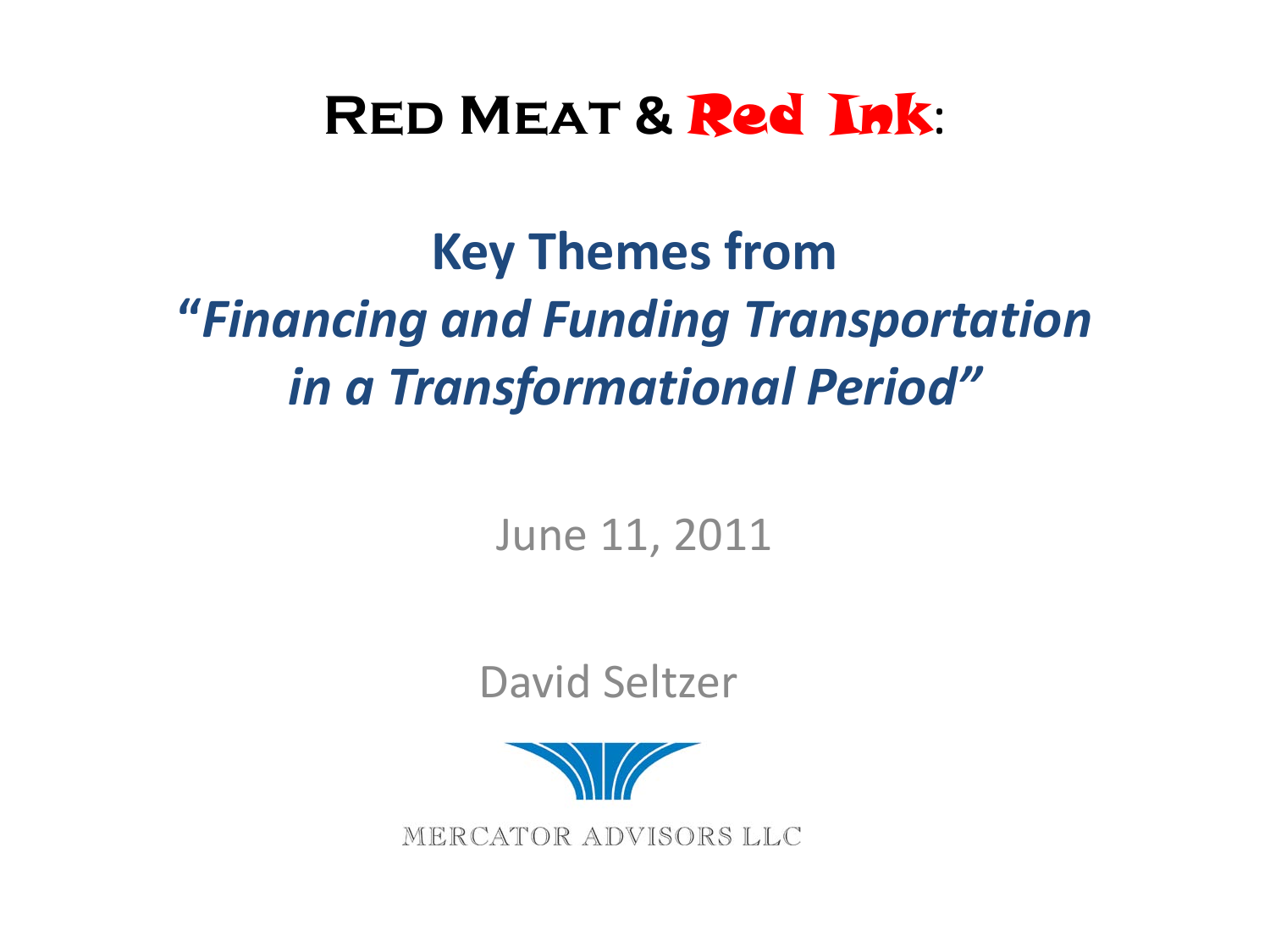# Red Meat & Red Ink:

## Key Themes from *"Financing and Funding Transportation in a Transformational Period"*

June 11, 2011

David Seltzer

MERCATOR ADVISORS LLC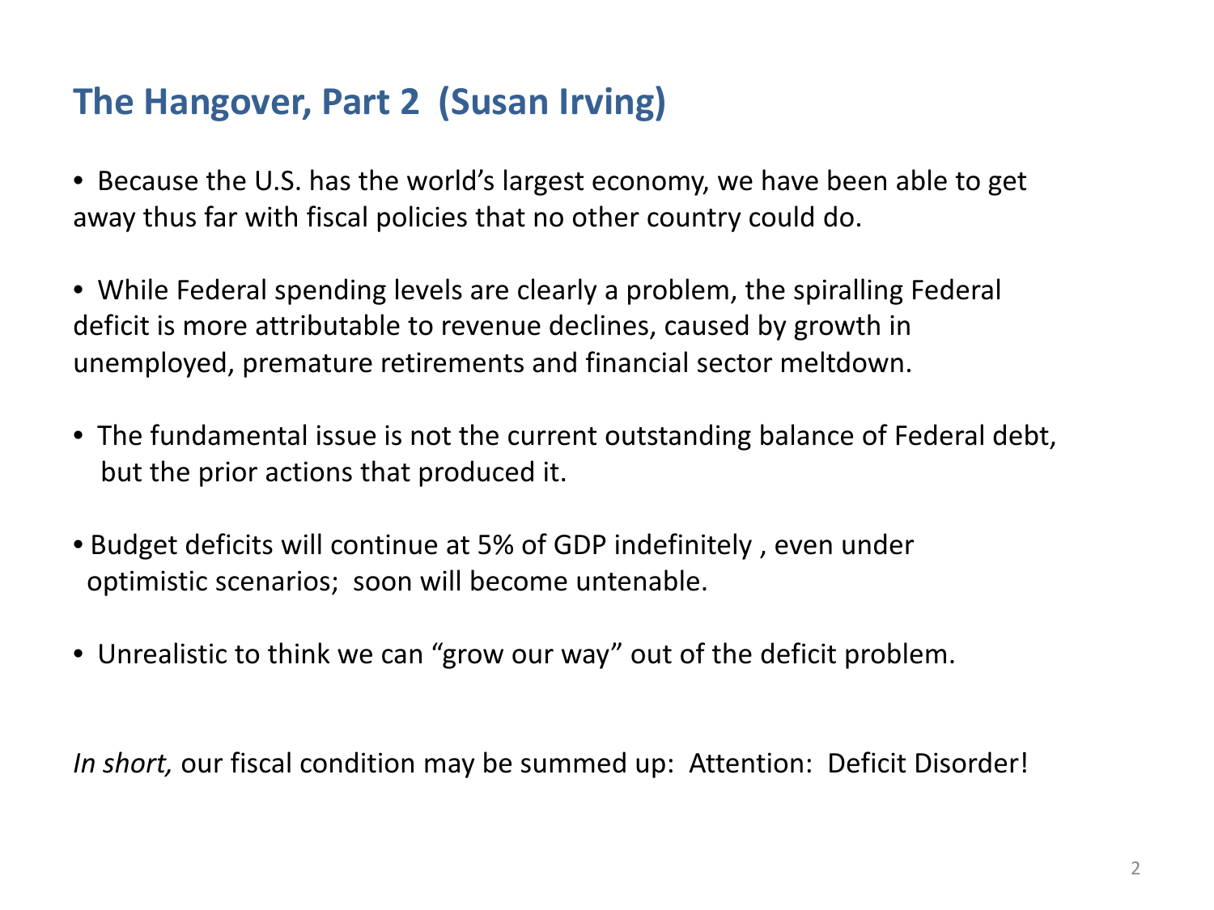## The Hangover, Part 2 (Susan Irving)

- Because the U.S. has the world's largest economy, we have been able to get away thus far with fiscal policies that no other country could do.

- While Federal spending levels are clearly a problem, the spiralling Federal deficit is more attributable to revenue declines, caused by growth in unemployed, premature retirements and financial sector meltdown.

- The fundamental issue is not the current outstanding balance of Federal debt, but the prior actions that produced it.

- Budget deficits will continue at 5% of GDP indefinitely , even under optimistic scenarios; soon will become untenable.

- Unrealistic to think we can "grow our way" out of the deficit problem.

*In short,* our fiscal condition may be summed up: Attention: Deficit Disorder!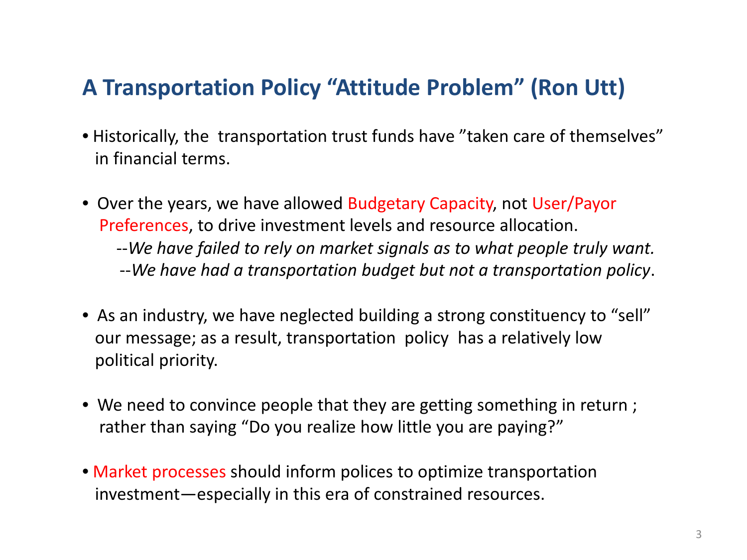## A Transportation Policy "Attitude Problem" (Ron Utt)

- Historically, the transportation trust funds have "taken care of themselves" in financial terms.
- Over the years, we have allowed Budgetary Capacity, not User/Payor Preferences, to drive investment levels and resource allocation.
  - --*We have failed to rely on market signals as to what people truly want.*
  - --*We have had a transportation budget but not a transportation policy*.
- As an industry, we have neglected building a strong constituency to "sell" our message; as a result, transportation policy has a relatively low political priority.
- We need to convince people that they are getting something in return ; rather than saying "Do you realize how little you are paying?"
- Market processes should inform polices to optimize transportation investment—especially in this era of constrained resources.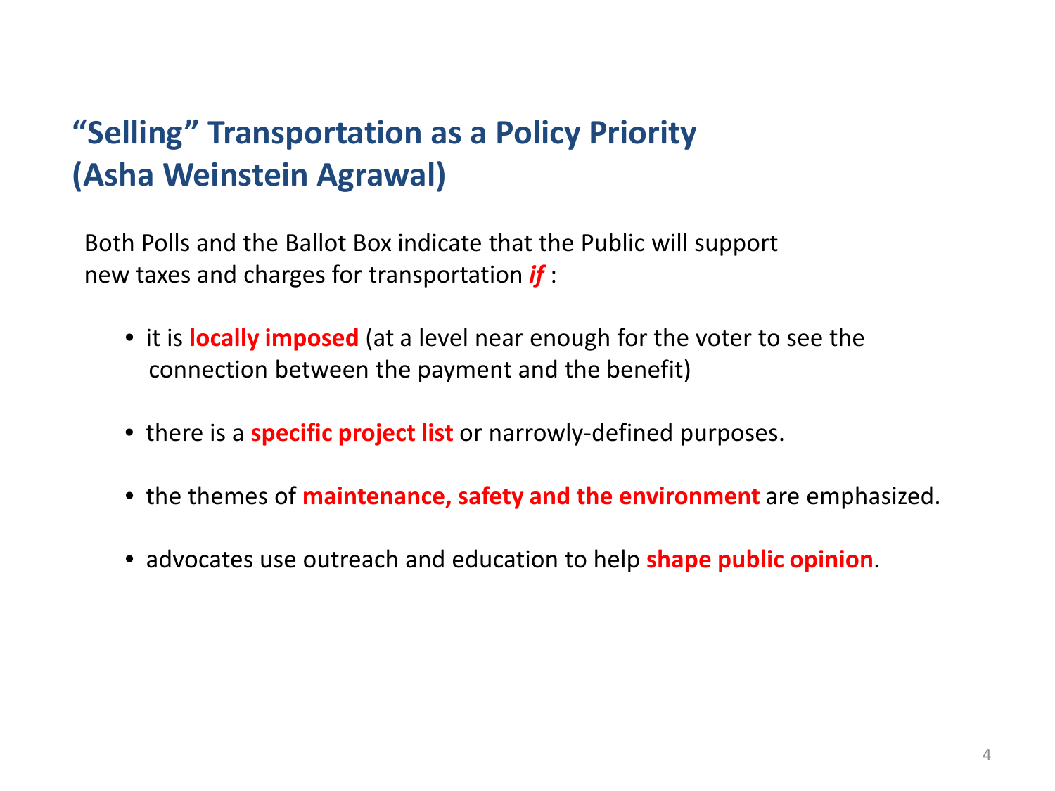## "Selling" Transportation as a Policy Priority (Asha Weinstein Agrawal)

Both Polls and the Ballot Box indicate that the Public will support new taxes and charges for transportation ***if*** :

- it is **locally imposed** (at a level near enough for the voter to see the connection between the payment and the benefit)
- there is a **specific project list** or narrowly-defined purposes.
- the themes of **maintenance, safety and the environment** are emphasized.
- advocates use outreach and education to help **shape public opinion**.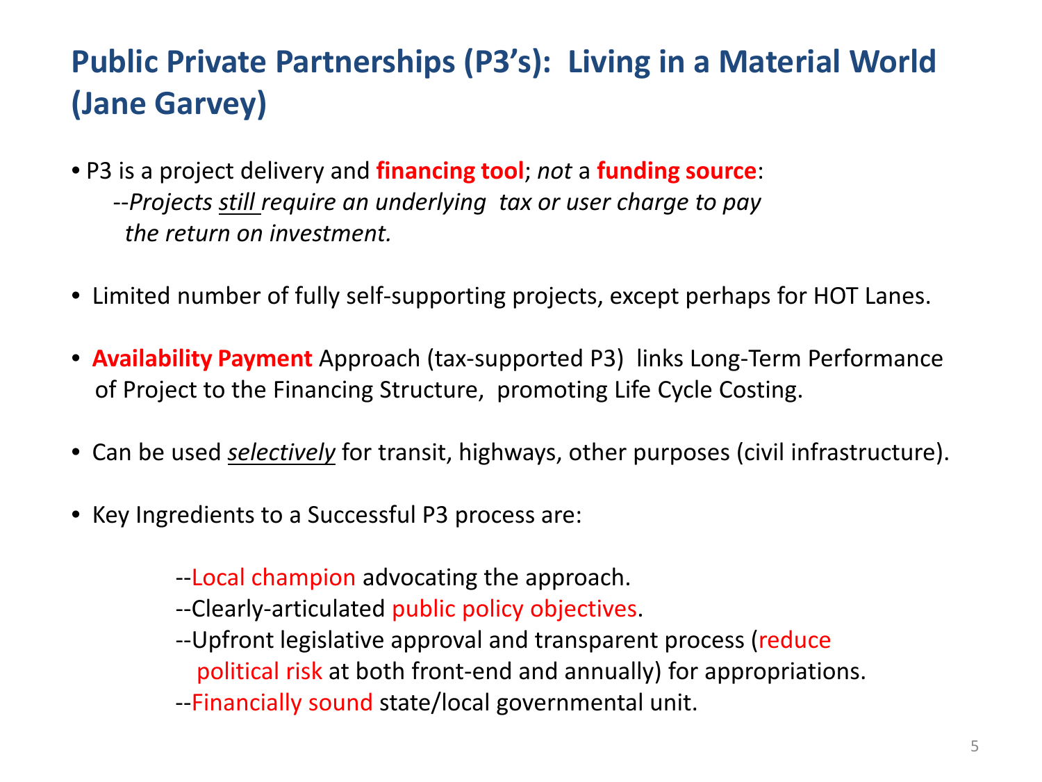# Public Private Partnerships (P3's): Living in a Material World (Jane Garvey)

- P3 is a project delivery and **financing tool**; *not* a **funding source**:
  *--Projects still require an underlying tax or user charge to pay the return on investment.*

- Limited number of fully self-supporting projects, except perhaps for HOT Lanes.

- **Availability Payment** Approach (tax-supported P3) links Long-Term Performance of Project to the Financing Structure, promoting Life Cycle Costing.

- Can be used ***selectively*** for transit, highways, other purposes (civil infrastructure).

- Key Ingredients to a Successful P3 process are:

  --Local champion advocating the approach.
  --Clearly-articulated public policy objectives.
  --Upfront legislative approval and transparent process (reduce political risk at both front-end and annually) for appropriations.
  --Financially sound state/local governmental unit.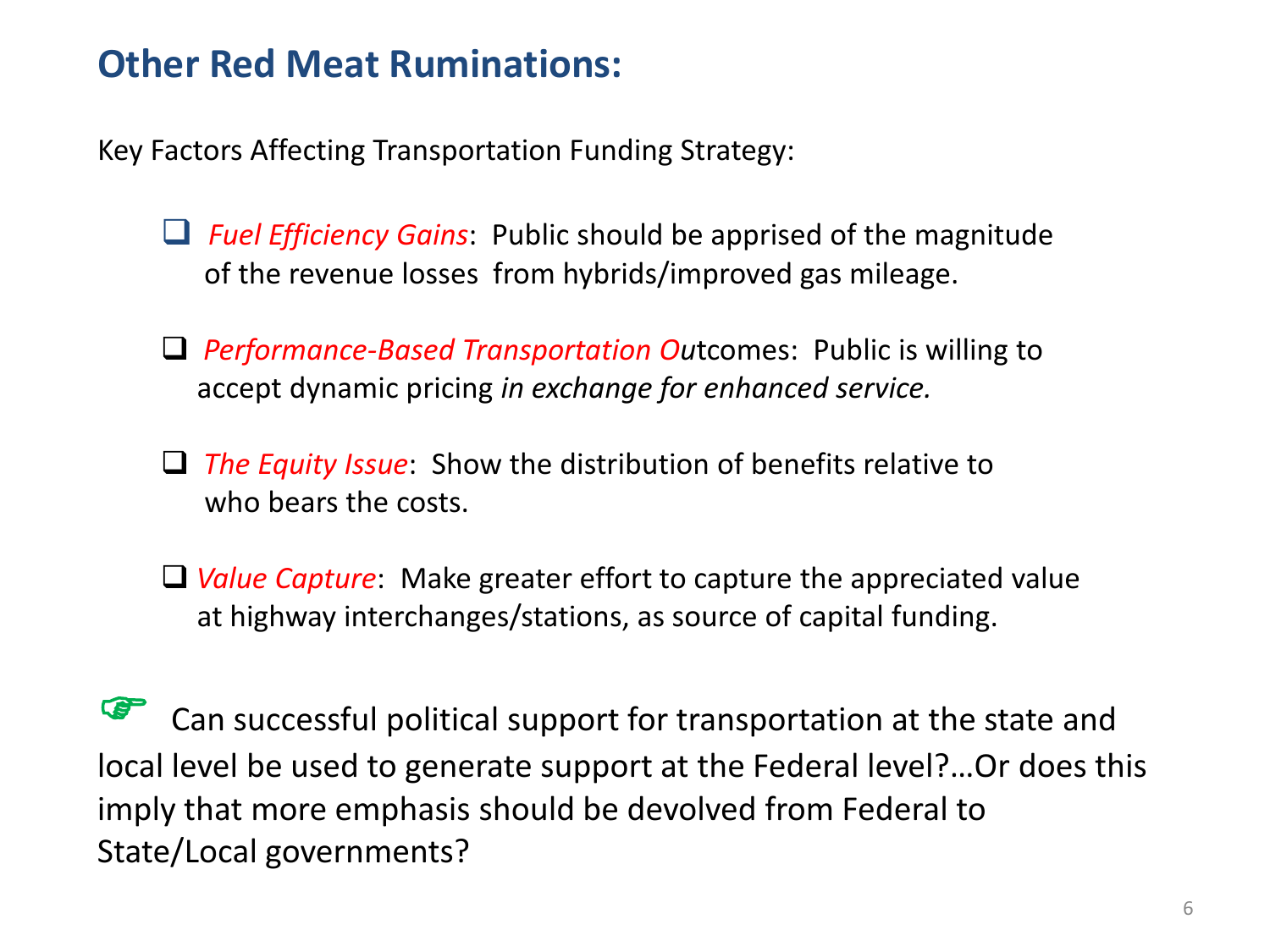## Other Red Meat Ruminations:

Key Factors Affecting Transportation Funding Strategy:

- *Fuel Efficiency Gains*: Public should be apprised of the magnitude of the revenue losses from hybrids/improved gas mileage.
- *Performance-Based Transportation Ou*tcomes: Public is willing to accept dynamic pricing *in exchange for enhanced service.*
- *The Equity Issue*: Show the distribution of benefits relative to who bears the costs.
- *Value Capture*: Make greater effort to capture the appreciated value at highway interchanges/stations, as source of capital funding.

☞ Can successful political support for transportation at the state and local level be used to generate support at the Federal level?…Or does this imply that more emphasis should be devolved from Federal to State/Local governments?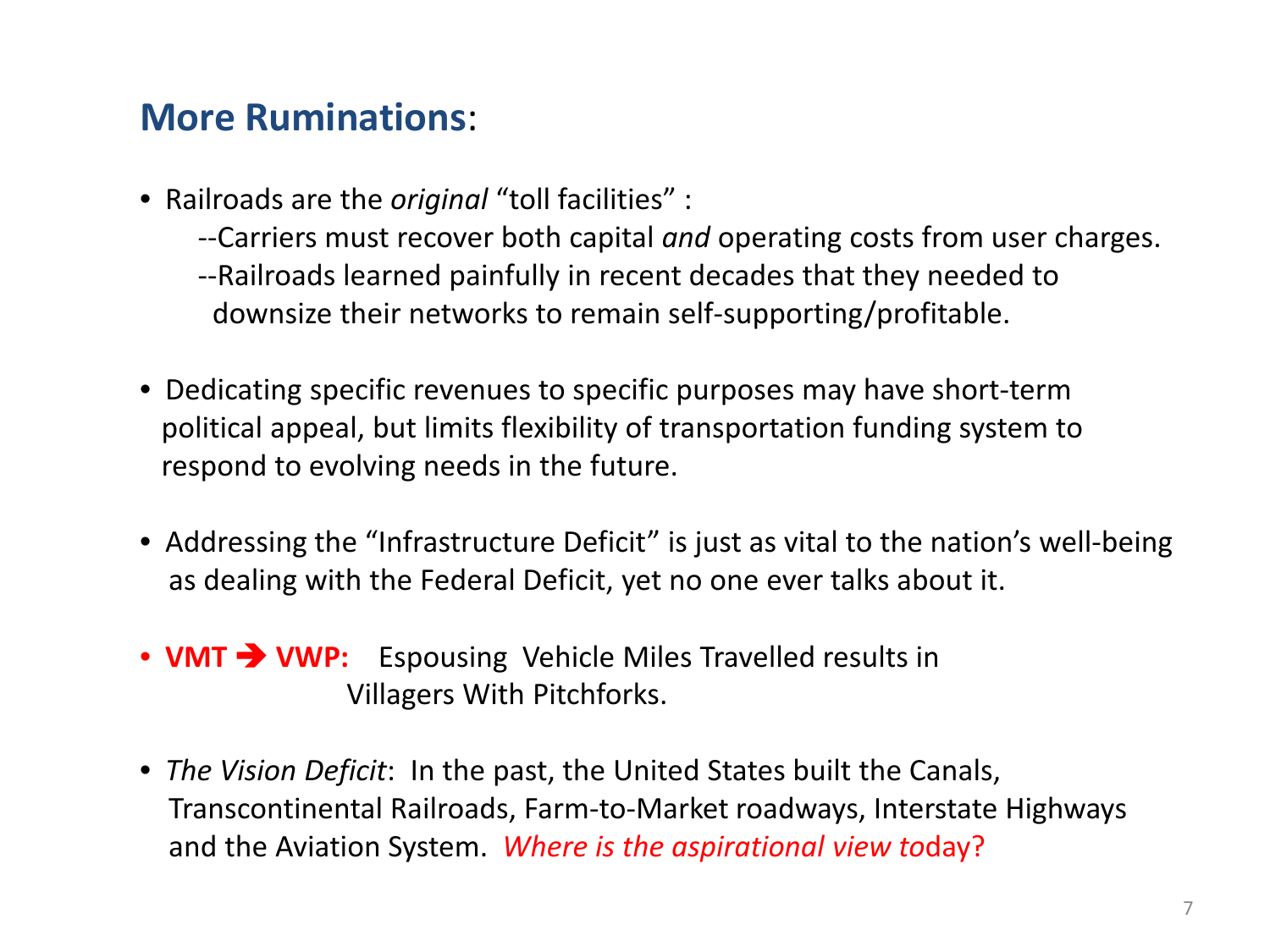## **More Ruminations**:

- Railroads are the *original* "toll facilities" :
  - --Carriers must recover both capital *and* operating costs from user charges.
  - --Railroads learned painfully in recent decades that they needed to downsize their networks to remain self-supporting/profitable.
- Dedicating specific revenues to specific purposes may have short-term political appeal, but limits flexibility of transportation funding system to respond to evolving needs in the future.
- Addressing the "Infrastructure Deficit" is just as vital to the nation's well-being as dealing with the Federal Deficit, yet no one ever talks about it.
- **VMT ➔ VWP:** Espousing Vehicle Miles Travelled results in Villagers With Pitchforks.
- *The Vision Deficit*: In the past, the United States built the Canals, Transcontinental Railroads, Farm-to-Market roadways, Interstate Highways and the Aviation System. *Where is the aspirational view to*day?